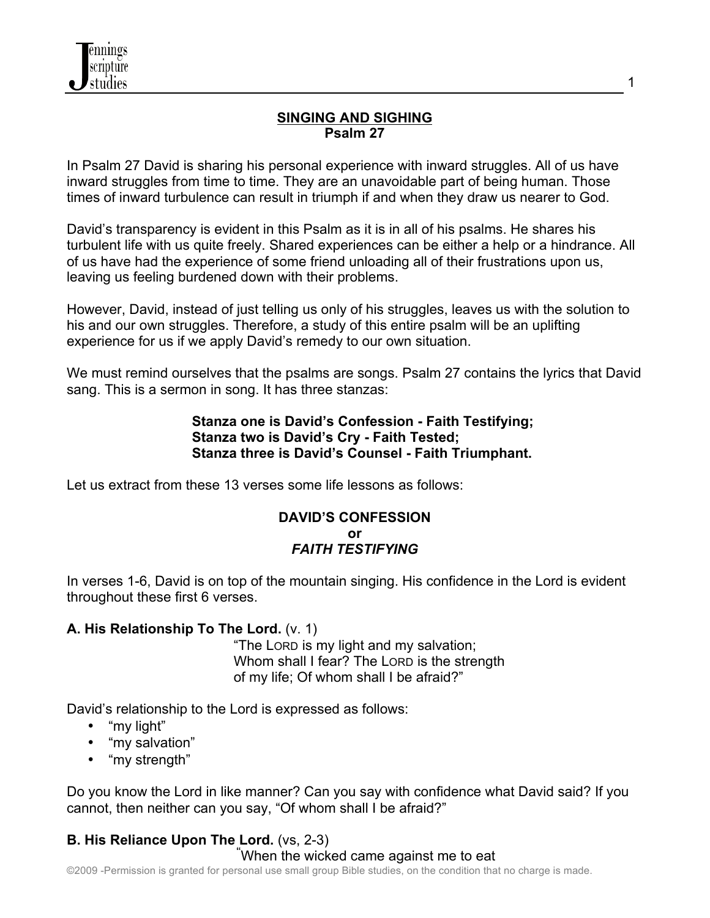# SINGING AND SIGHING
## Psalm 27

In Psalm 27 David is sharing his personal experience with inward struggles. All of us have inward struggles from time to time. They are an unavoidable part of being human. Those times of inward turbulence can result in triumph if and when they draw us nearer to God.

David's transparency is evident in this Psalm as it is in all of his psalms. He shares his turbulent life with us quite freely. Shared experiences can be either a help or a hindrance. All of us have had the experience of some friend unloading all of their frustrations upon us, leaving us feeling burdened down with their problems.

However, David, instead of just telling us only of his struggles, leaves us with the solution to his and our own struggles. Therefore, a study of this entire psalm will be an uplifting experience for us if we apply David's remedy to our own situation.

We must remind ourselves that the psalms are songs. Psalm 27 contains the lyrics that David sang. This is a sermon in song. It has three stanzas:

**Stanza one is David's Confession - Faith Testifying;**
**Stanza two is David's Cry - Faith Tested;**
**Stanza three is David's Counsel - Faith Triumphant.**

Let us extract from these 13 verses some life lessons as follows:

## DAVID'S CONFESSION
## or
## *FAITH TESTIFYING*

In verses 1-6, David is on top of the mountain singing. His confidence in the Lord is evident throughout these first 6 verses.

**A. His Relationship To The Lord.** (v. 1)

"The LORD is my light and my salvation;
Whom shall I fear? The LORD is the strength
of my life; Of whom shall I be afraid?"

David's relationship to the Lord is expressed as follows:

- "my light"
- "my salvation"
- "my strength"

Do you know the Lord in like manner? Can you say with confidence what David said? If you cannot, then neither can you say, "Of whom shall I be afraid?"

**B. His Reliance Upon The Lord.** (vs, 2-3)

"When the wicked came against me to eat

©2009 -Permission is granted for personal use small group Bible studies, on the condition that no charge is made.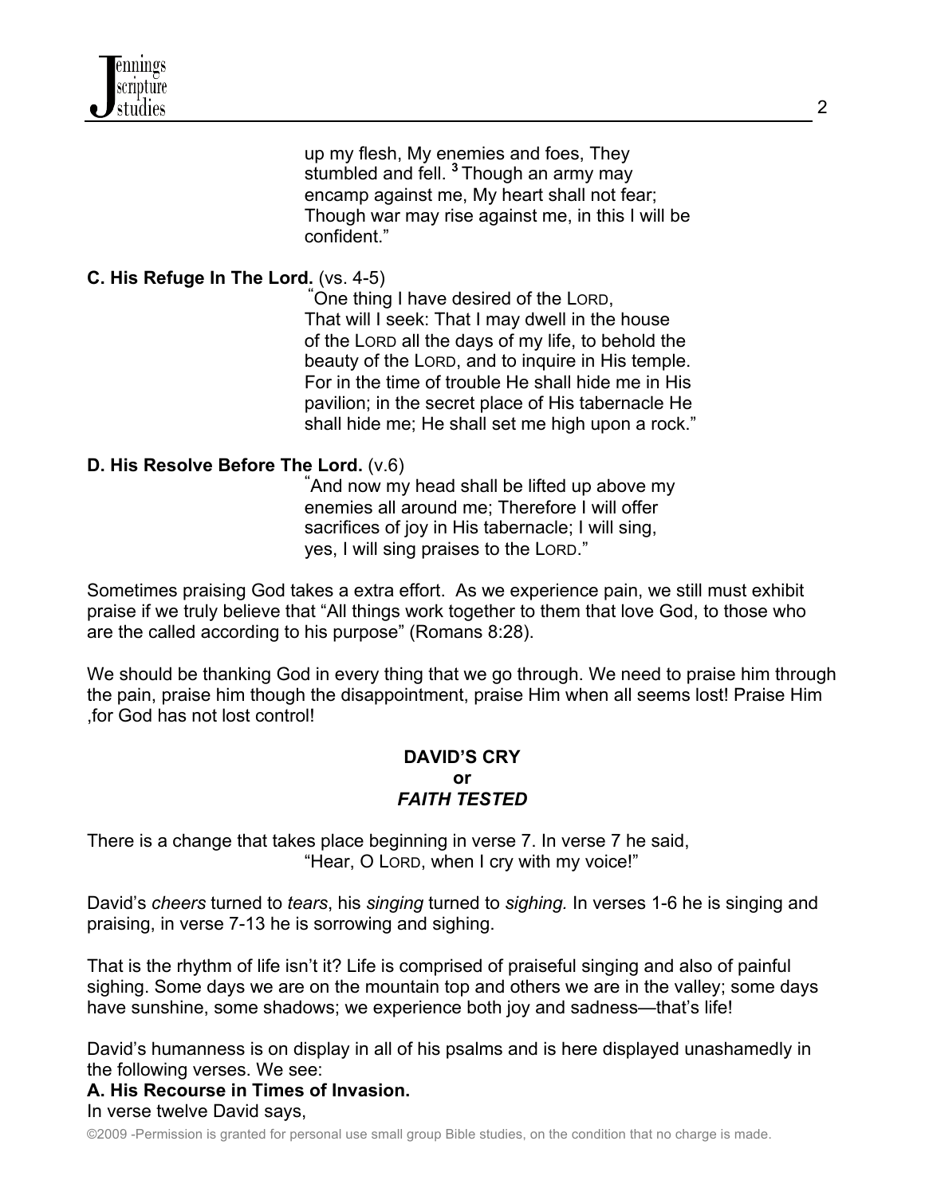up my flesh, My enemies and foes, They stumbled and fell. [3] Though an army may encamp against me, My heart shall not fear; Though war may rise against me, in this I will be confident."

**C. His Refuge In The Lord.** (vs. 4-5)

"One thing I have desired of the LORD, That will I seek: That I may dwell in the house of the LORD all the days of my life, to behold the beauty of the LORD, and to inquire in His temple. For in the time of trouble He shall hide me in His pavilion; in the secret place of His tabernacle He shall hide me; He shall set me high upon a rock."

**D. His Resolve Before The Lord.** (v.6)

"And now my head shall be lifted up above my enemies all around me; Therefore I will offer sacrifices of joy in His tabernacle; I will sing, yes, I will sing praises to the LORD."

Sometimes praising God takes a extra effort. As we experience pain, we still must exhibit praise if we truly believe that "All things work together to them that love God, to those who are the called according to his purpose" (Romans 8:28).

We should be thanking God in every thing that we go through. We need to praise him through the pain, praise him though the disappointment, praise Him when all seems lost! Praise Him ,for God has not lost control!

**DAVID'S CRY**
**or**
***FAITH TESTED***

There is a change that takes place beginning in verse 7. In verse 7 he said,

"Hear, O LORD, when I cry with my voice!"

David's *cheers* turned to *tears*, his *singing* turned to *sighing.* In verses 1-6 he is singing and praising, in verse 7-13 he is sorrowing and sighing.

That is the rhythm of life isn't it? Life is comprised of praiseful singing and also of painful sighing. Some days we are on the mountain top and others we are in the valley; some days have sunshine, some shadows; we experience both joy and sadness—that's life!

David's humanness is on display in all of his psalms and is here displayed unashamedly in the following verses. We see:

**A. His Recourse in Times of Invasion.**

In verse twelve David says,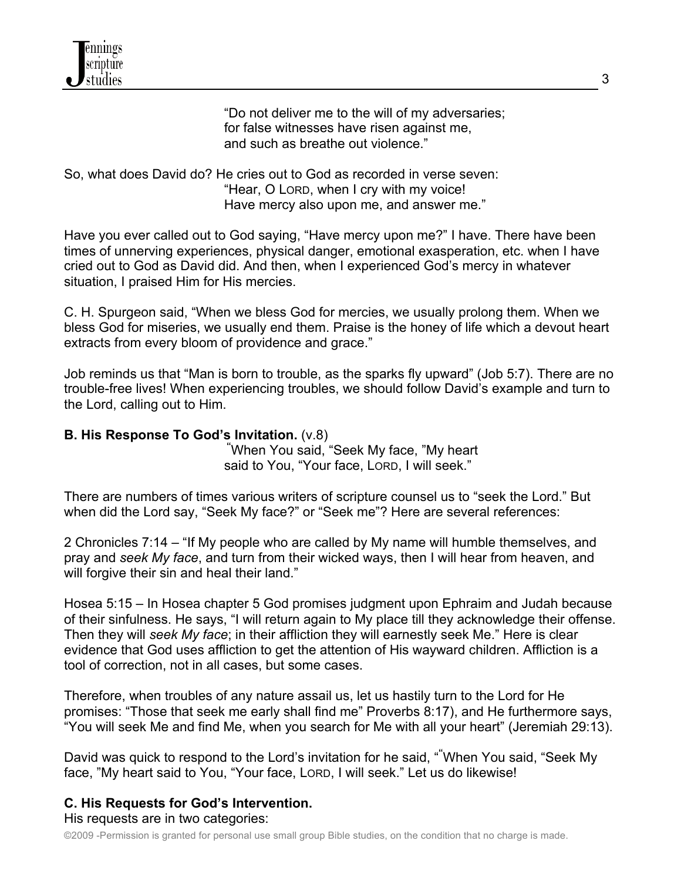"Do not deliver me to the will of my adversaries;
for false witnesses have risen against me,
and such as breathe out violence."

So, what does David do? He cries out to God as recorded in verse seven:

"Hear, O LORD, when I cry with my voice!
Have mercy also upon me, and answer me."

Have you ever called out to God saying, "Have mercy upon me?" I have. There have been times of unnerving experiences, physical danger, emotional exasperation, etc. when I have cried out to God as David did. And then, when I experienced God's mercy in whatever situation, I praised Him for His mercies.

C. H. Spurgeon said, "When we bless God for mercies, we usually prolong them. When we bless God for miseries, we usually end them. Praise is the honey of life which a devout heart extracts from every bloom of providence and grace."

Job reminds us that "Man is born to trouble, as the sparks fly upward" (Job 5:7). There are no trouble-free lives! When experiencing troubles, we should follow David's example and turn to the Lord, calling out to Him.

**B. His Response To God's Invitation.** (v.8)

"When You said, "Seek My face, "My heart
said to You, "Your face, LORD, I will seek."

There are numbers of times various writers of scripture counsel us to "seek the Lord." But when did the Lord say, "Seek My face?" or "Seek me"? Here are several references:

2 Chronicles 7:14 – "If My people who are called by My name will humble themselves, and pray and *seek My face*, and turn from their wicked ways, then I will hear from heaven, and will forgive their sin and heal their land."

Hosea 5:15 – In Hosea chapter 5 God promises judgment upon Ephraim and Judah because of their sinfulness. He says, "I will return again to My place till they acknowledge their offense. Then they will *seek My face*; in their affliction they will earnestly seek Me." Here is clear evidence that God uses affliction to get the attention of His wayward children. Affliction is a tool of correction, not in all cases, but some cases.

Therefore, when troubles of any nature assail us, let us hastily turn to the Lord for He promises: "Those that seek me early shall find me" Proverbs 8:17), and He furthermore says, "You will seek Me and find Me, when you search for Me with all your heart" (Jeremiah 29:13).

David was quick to respond to the Lord's invitation for he said, ""When You said, "Seek My face, "My heart said to You, "Your face, LORD, I will seek." Let us do likewise!

**C. His Requests for God's Intervention.**

His requests are in two categories:

©2009 -Permission is granted for personal use small group Bible studies, on the condition that no charge is made.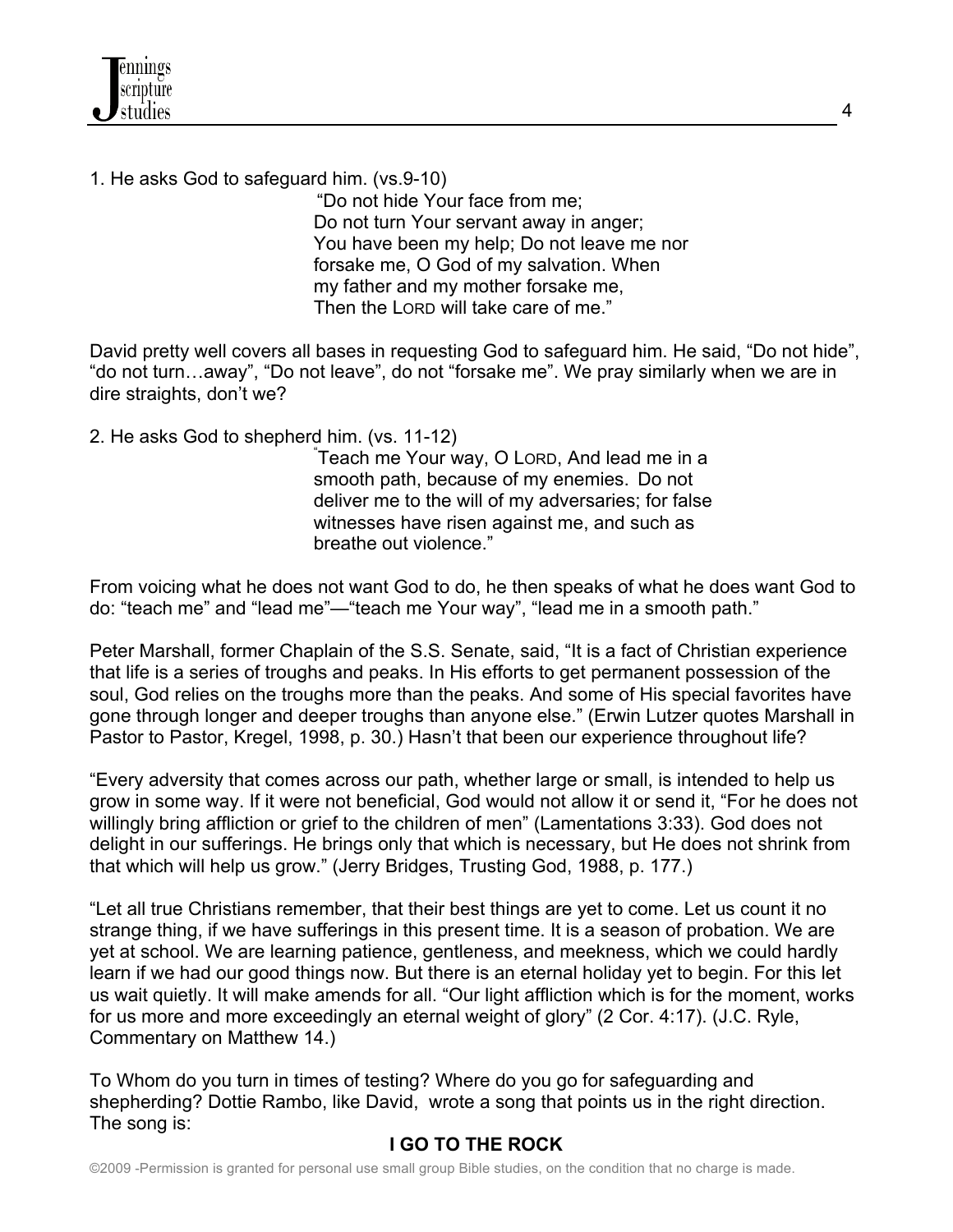1. He asks God to safeguard him. (vs.9-10)

> "Do not hide Your face from me;
> Do not turn Your servant away in anger;
> You have been my help; Do not leave me nor
> forsake me, O God of my salvation. When
> my father and my mother forsake me,
> Then the LORD will take care of me."

David pretty well covers all bases in requesting God to safeguard him. He said, "Do not hide", "do not turn…away", "Do not leave", do not "forsake me". We pray similarly when we are in dire straights, don't we?

2. He asks God to shepherd him. (vs. 11-12)

> "Teach me Your way, O LORD, And lead me in a
> smooth path, because of my enemies. Do not
> deliver me to the will of my adversaries; for false
> witnesses have risen against me, and such as
> breathe out violence."

From voicing what he does not want God to do, he then speaks of what he does want God to do: "teach me" and "lead me"—"teach me Your way", "lead me in a smooth path."

Peter Marshall, former Chaplain of the S.S. Senate, said, "It is a fact of Christian experience that life is a series of troughs and peaks. In His efforts to get permanent possession of the soul, God relies on the troughs more than the peaks. And some of His special favorites have gone through longer and deeper troughs than anyone else." (Erwin Lutzer quotes Marshall in Pastor to Pastor, Kregel, 1998, p. 30.) Hasn't that been our experience throughout life?

"Every adversity that comes across our path, whether large or small, is intended to help us grow in some way. If it were not beneficial, God would not allow it or send it, "For he does not willingly bring affliction or grief to the children of men" (Lamentations 3:33). God does not delight in our sufferings. He brings only that which is necessary, but He does not shrink from that which will help us grow." (Jerry Bridges, Trusting God, 1988, p. 177.)

"Let all true Christians remember, that their best things are yet to come. Let us count it no strange thing, if we have sufferings in this present time. It is a season of probation. We are yet at school. We are learning patience, gentleness, and meekness, which we could hardly learn if we had our good things now. But there is an eternal holiday yet to begin. For this let us wait quietly. It will make amends for all. "Our light affliction which is for the moment, works for us more and more exceedingly an eternal weight of glory" (2 Cor. 4:17). (J.C. Ryle, Commentary on Matthew 14.)

To Whom do you turn in times of testing? Where do you go for safeguarding and shepherding? Dottie Rambo, like David, wrote a song that points us in the right direction. The song is:

**I GO TO THE ROCK**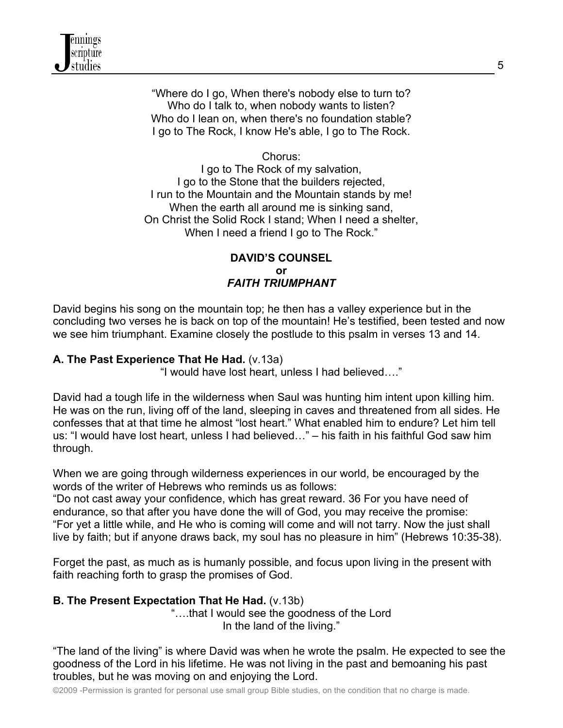"Where do I go, When there's nobody else to turn to?
Who do I talk to, when nobody wants to listen?
Who do I lean on, when there's no foundation stable?
I go to The Rock, I know He's able, I go to The Rock.

Chorus:
I go to The Rock of my salvation,
I go to the Stone that the builders rejected,
I run to the Mountain and the Mountain stands by me!
When the earth all around me is sinking sand,
On Christ the Solid Rock I stand; When I need a shelter,
When I need a friend I go to The Rock."

**DAVID'S COUNSEL**
**or**
***FAITH TRIUMPHANT***

David begins his song on the mountain top; he then has a valley experience but in the concluding two verses he is back on top of the mountain! He's testified, been tested and now we see him triumphant. Examine closely the postlude to this psalm in verses 13 and 14.

**A. The Past Experience That He Had.** (v.13a)

"I would have lost heart, unless I had believed…."

David had a tough life in the wilderness when Saul was hunting him intent upon killing him. He was on the run, living off of the land, sleeping in caves and threatened from all sides. He confesses that at that time he almost "lost heart." What enabled him to endure? Let him tell us: "I would have lost heart, unless I had believed…" – his faith in his faithful God saw him through.

When we are going through wilderness experiences in our world, be encouraged by the words of the writer of Hebrews who reminds us as follows:
"Do not cast away your confidence, which has great reward. 36 For you have need of endurance, so that after you have done the will of God, you may receive the promise: "For yet a little while, and He who is coming will come and will not tarry. Now the just shall live by faith; but if anyone draws back, my soul has no pleasure in him" (Hebrews 10:35-38).

Forget the past, as much as is humanly possible, and focus upon living in the present with faith reaching forth to grasp the promises of God.

**B. The Present Expectation That He Had.** (v.13b)

"….that I would see the goodness of the Lord
In the land of the living."

"The land of the living" is where David was when he wrote the psalm. He expected to see the goodness of the Lord in his lifetime. He was not living in the past and bemoaning his past troubles, but he was moving on and enjoying the Lord.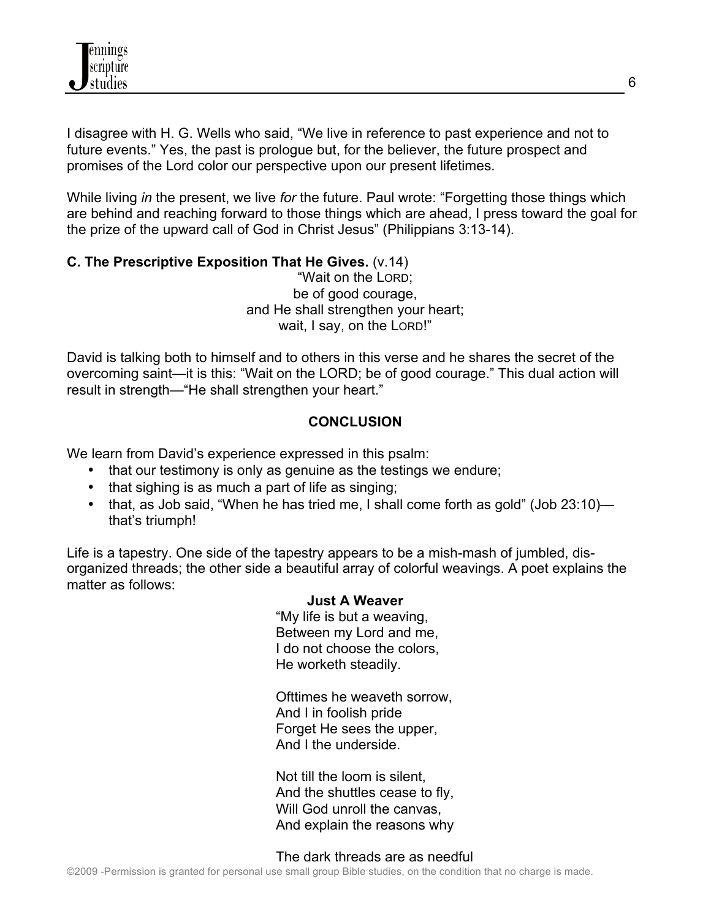I disagree with H. G. Wells who said, “We live in reference to past experience and not to future events.” Yes, the past is prologue but, for the believer, the future prospect and promises of the Lord color our perspective upon our present lifetimes.

While living *in* the present, we live *for* the future. Paul wrote: “Forgetting those things which are behind and reaching forward to those things which are ahead, I press toward the goal for the prize of the upward call of God in Christ Jesus” (Philippians 3:13-14).

**C. The Prescriptive Exposition That He Gives.** (v.14)

“Wait on the LORD;
be of good courage,
and He shall strengthen your heart;
wait, I say, on the LORD!”

David is talking both to himself and to others in this verse and he shares the secret of the overcoming saint—it is this: “Wait on the LORD; be of good courage.” This dual action will result in strength—“He shall strengthen your heart.”

## CONCLUSION

We learn from David’s experience expressed in this psalm:

- that our testimony is only as genuine as the testings we endure;
- that sighing is as much a part of life as singing;
- that, as Job said, “When he has tried me, I shall come forth as gold” (Job 23:10)—that’s triumph!

Life is a tapestry. One side of the tapestry appears to be a mish-mash of jumbled, dis-organized threads; the other side a beautiful array of colorful weavings. A poet explains the matter as follows:

**Just A Weaver**

“My life is but a weaving,
Between my Lord and me,
I do not choose the colors,
He worketh steadily.

Ofttimes he weaveth sorrow,
And I in foolish pride
Forget He sees the upper,
And I the underside.

Not till the loom is silent,
And the shuttles cease to fly,
Will God unroll the canvas,
And explain the reasons why

The dark threads are as needful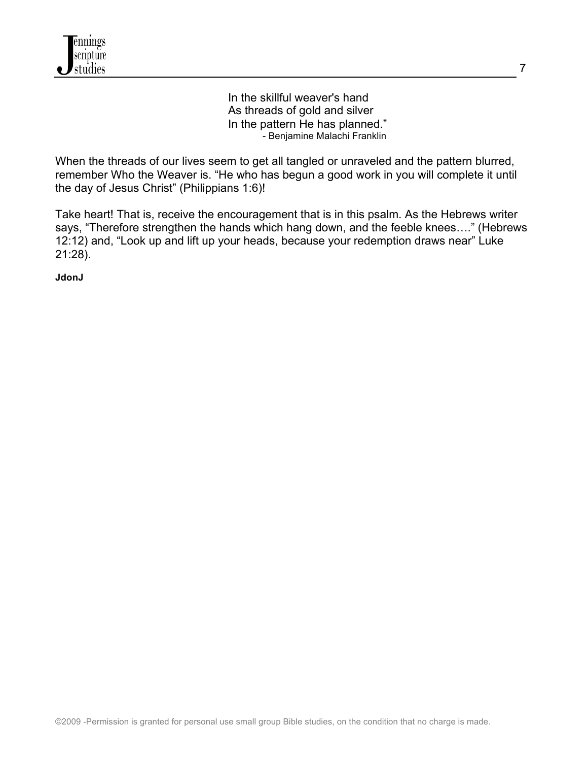In the skillful weaver's hand
As threads of gold and silver
In the pattern He has planned."
- Benjamine Malachi Franklin

When the threads of our lives seem to get all tangled or unraveled and the pattern blurred, remember Who the Weaver is. "He who has begun a good work in you will complete it until the day of Jesus Christ" (Philippians 1:6)!

Take heart! That is, receive the encouragement that is in this psalm. As the Hebrews writer says, "Therefore strengthen the hands which hang down, and the feeble knees…." (Hebrews 12:12) and, "Look up and lift up your heads, because your redemption draws near" Luke 21:28).

**JdonJ**

©2009 -Permission is granted for personal use small group Bible studies, on the condition that no charge is made.